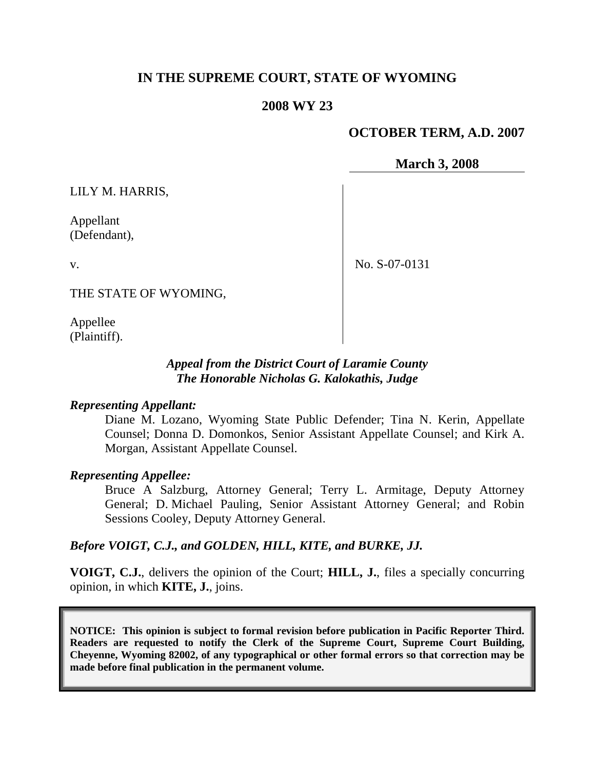# IN THE SUPREME COURT, STATE OF WYOMING

## 2008 WY 23

**OCTOBER TERM, A.D. 2007**

**March 3, 2008**

| | |
|---|---|
| LILY M. HARRIS,<br><br>Appellant<br>(Defendant),<br><br>v.<br><br>THE STATE OF WYOMING,<br><br>Appellee<br>(Plaintiff). | No. S-07-0131 |

***Appeal from the District Court of Laramie County***
***The Honorable Nicholas G. Kalokathis, Judge***

***Representing Appellant:***

Diane M. Lozano, Wyoming State Public Defender; Tina N. Kerin, Appellate Counsel; Donna D. Domonkos, Senior Assistant Appellate Counsel; and Kirk A. Morgan, Assistant Appellate Counsel.

***Representing Appellee:***

Bruce A Salzburg, Attorney General; Terry L. Armitage, Deputy Attorney General; D. Michael Pauling, Senior Assistant Attorney General; and Robin Sessions Cooley, Deputy Attorney General.

***Before VOIGT, C.J., and GOLDEN, HILL, KITE, and BURKE, JJ.***

**VOIGT, C.J.**, delivers the opinion of the Court; **HILL, J.**, files a specially concurring opinion, in which **KITE, J.**, joins.

**NOTICE: This opinion is subject to formal revision before publication in Pacific Reporter Third. Readers are requested to notify the Clerk of the Supreme Court, Supreme Court Building, Cheyenne, Wyoming 82002, of any typographical or other formal errors so that correction may be made before final publication in the permanent volume.**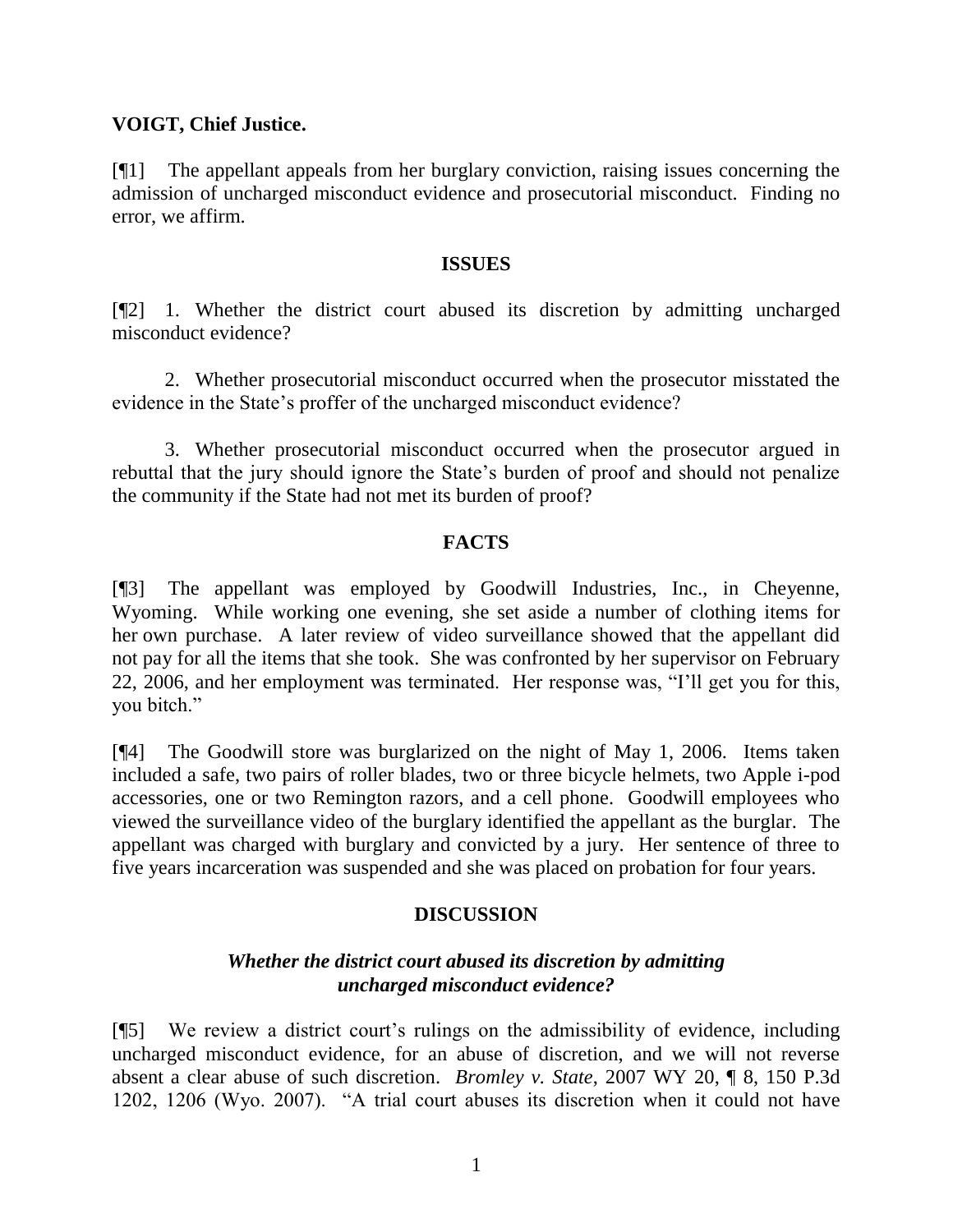**VOIGT, Chief Justice.**

[¶1] The appellant appeals from her burglary conviction, raising issues concerning the admission of uncharged misconduct evidence and prosecutorial misconduct. Finding no error, we affirm.

## ISSUES

[¶2] 1. Whether the district court abused its discretion by admitting uncharged misconduct evidence?

2. Whether prosecutorial misconduct occurred when the prosecutor misstated the evidence in the State's proffer of the uncharged misconduct evidence?

3. Whether prosecutorial misconduct occurred when the prosecutor argued in rebuttal that the jury should ignore the State's burden of proof and should not penalize the community if the State had not met its burden of proof?

## FACTS

[¶3] The appellant was employed by Goodwill Industries, Inc., in Cheyenne, Wyoming. While working one evening, she set aside a number of clothing items for her own purchase. A later review of video surveillance showed that the appellant did not pay for all the items that she took. She was confronted by her supervisor on February 22, 2006, and her employment was terminated. Her response was, "I'll get you for this, you bitch."

[¶4] The Goodwill store was burglarized on the night of May 1, 2006. Items taken included a safe, two pairs of roller blades, two or three bicycle helmets, two Apple i-pod accessories, one or two Remington razors, and a cell phone. Goodwill employees who viewed the surveillance video of the burglary identified the appellant as the burglar. The appellant was charged with burglary and convicted by a jury. Her sentence of three to five years incarceration was suspended and she was placed on probation for four years.

## DISCUSSION

### *Whether the district court abused its discretion by admitting uncharged misconduct evidence?*

[¶5] We review a district court's rulings on the admissibility of evidence, including uncharged misconduct evidence, for an abuse of discretion, and we will not reverse absent a clear abuse of such discretion. *Bromley v. State*, 2007 WY 20, ¶ 8, 150 P.3d 1202, 1206 (Wyo. 2007). "A trial court abuses its discretion when it could not have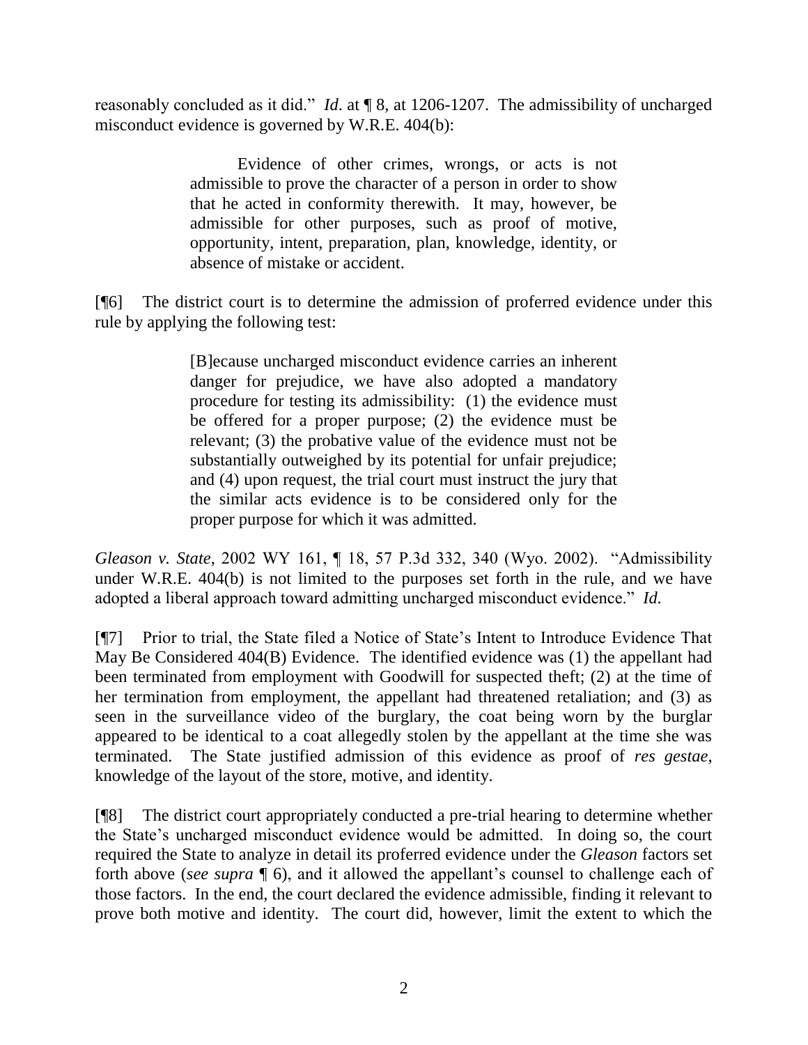reasonably concluded as it did." *Id*. at ¶ 8, at 1206-1207. The admissibility of uncharged misconduct evidence is governed by W.R.E. 404(b):

> Evidence of other crimes, wrongs, or acts is not admissible to prove the character of a person in order to show that he acted in conformity therewith. It may, however, be admissible for other purposes, such as proof of motive, opportunity, intent, preparation, plan, knowledge, identity, or absence of mistake or accident.

[¶6] The district court is to determine the admission of proferred evidence under this rule by applying the following test:

> [B]ecause uncharged misconduct evidence carries an inherent danger for prejudice, we have also adopted a mandatory procedure for testing its admissibility: (1) the evidence must be offered for a proper purpose; (2) the evidence must be relevant; (3) the probative value of the evidence must not be substantially outweighed by its potential for unfair prejudice; and (4) upon request, the trial court must instruct the jury that the similar acts evidence is to be considered only for the proper purpose for which it was admitted.

*Gleason v. State*, 2002 WY 161, ¶ 18, 57 P.3d 332, 340 (Wyo. 2002). "Admissibility under W.R.E. 404(b) is not limited to the purposes set forth in the rule, and we have adopted a liberal approach toward admitting uncharged misconduct evidence." *Id.*

[¶7] Prior to trial, the State filed a Notice of State's Intent to Introduce Evidence That May Be Considered 404(B) Evidence. The identified evidence was (1) the appellant had been terminated from employment with Goodwill for suspected theft; (2) at the time of her termination from employment, the appellant had threatened retaliation; and (3) as seen in the surveillance video of the burglary, the coat being worn by the burglar appeared to be identical to a coat allegedly stolen by the appellant at the time she was terminated. The State justified admission of this evidence as proof of *res gestae*, knowledge of the layout of the store, motive, and identity.

[¶8] The district court appropriately conducted a pre-trial hearing to determine whether the State's uncharged misconduct evidence would be admitted. In doing so, the court required the State to analyze in detail its proferred evidence under the *Gleason* factors set forth above (*see supra* ¶ 6), and it allowed the appellant's counsel to challenge each of those factors. In the end, the court declared the evidence admissible, finding it relevant to prove both motive and identity. The court did, however, limit the extent to which the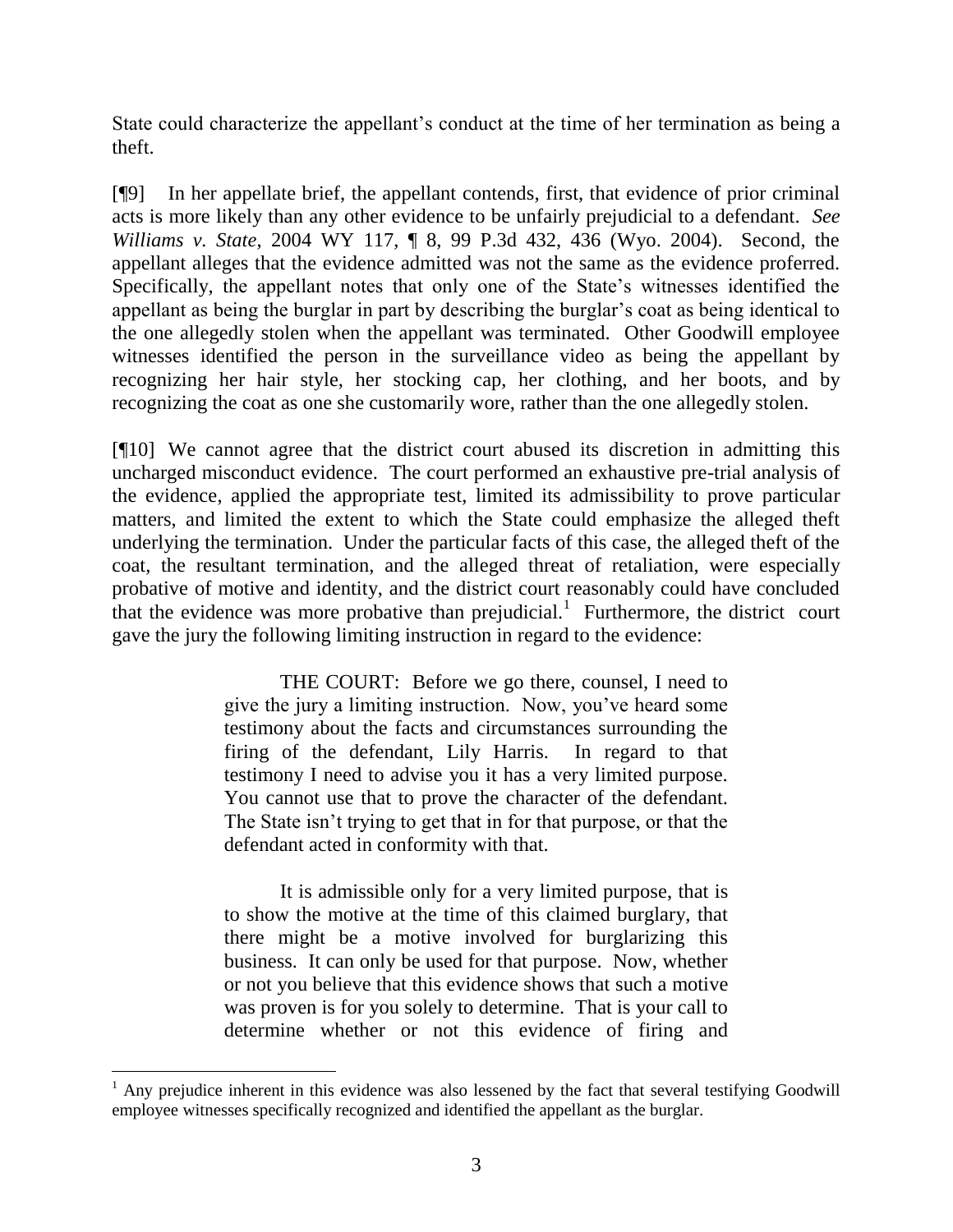State could characterize the appellant's conduct at the time of her termination as being a theft.

[¶9] In her appellate brief, the appellant contends, first, that evidence of prior criminal acts is more likely than any other evidence to be unfairly prejudicial to a defendant. *See Williams v. State*, 2004 WY 117, ¶ 8, 99 P.3d 432, 436 (Wyo. 2004). Second, the appellant alleges that the evidence admitted was not the same as the evidence proferred. Specifically, the appellant notes that only one of the State's witnesses identified the appellant as being the burglar in part by describing the burglar's coat as being identical to the one allegedly stolen when the appellant was terminated. Other Goodwill employee witnesses identified the person in the surveillance video as being the appellant by recognizing her hair style, her stocking cap, her clothing, and her boots, and by recognizing the coat as one she customarily wore, rather than the one allegedly stolen.

[¶10] We cannot agree that the district court abused its discretion in admitting this uncharged misconduct evidence. The court performed an exhaustive pre-trial analysis of the evidence, applied the appropriate test, limited its admissibility to prove particular matters, and limited the extent to which the State could emphasize the alleged theft underlying the termination. Under the particular facts of this case, the alleged theft of the coat, the resultant termination, and the alleged threat of retaliation, were especially probative of motive and identity, and the district court reasonably could have concluded that the evidence was more probative than prejudicial.[1] Furthermore, the district court gave the jury the following limiting instruction in regard to the evidence:

> THE COURT: Before we go there, counsel, I need to give the jury a limiting instruction. Now, you've heard some testimony about the facts and circumstances surrounding the firing of the defendant, Lily Harris. In regard to that testimony I need to advise you it has a very limited purpose. You cannot use that to prove the character of the defendant. The State isn't trying to get that in for that purpose, or that the defendant acted in conformity with that.
>
> It is admissible only for a very limited purpose, that is to show the motive at the time of this claimed burglary, that there might be a motive involved for burglarizing this business. It can only be used for that purpose. Now, whether or not you believe that this evidence shows that such a motive was proven is for you solely to determine. That is your call to determine whether or not this evidence of firing and

---

[1] Any prejudice inherent in this evidence was also lessened by the fact that several testifying Goodwill employee witnesses specifically recognized and identified the appellant as the burglar.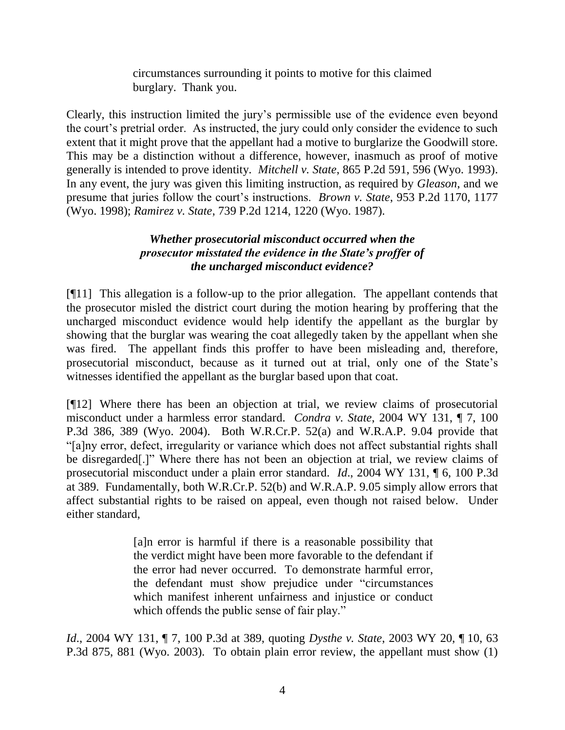> circumstances surrounding it points to motive for this claimed burglary. Thank you.

Clearly, this instruction limited the jury's permissible use of the evidence even beyond the court's pretrial order. As instructed, the jury could only consider the evidence to such extent that it might prove that the appellant had a motive to burglarize the Goodwill store. This may be a distinction without a difference, however, inasmuch as proof of motive generally is intended to prove identity. *Mitchell v. State*, 865 P.2d 591, 596 (Wyo. 1993). In any event, the jury was given this limiting instruction, as required by *Gleason*, and we presume that juries follow the court's instructions. *Brown v. State*, 953 P.2d 1170, 1177 (Wyo. 1998); *Ramirez v. State*, 739 P.2d 1214, 1220 (Wyo. 1987).

***Whether prosecutorial misconduct occurred when the prosecutor misstated the evidence in the State's proffer of the uncharged misconduct evidence?***

[¶11] This allegation is a follow-up to the prior allegation. The appellant contends that the prosecutor misled the district court during the motion hearing by proffering that the uncharged misconduct evidence would help identify the appellant as the burglar by showing that the burglar was wearing the coat allegedly taken by the appellant when she was fired. The appellant finds this proffer to have been misleading and, therefore, prosecutorial misconduct, because as it turned out at trial, only one of the State's witnesses identified the appellant as the burglar based upon that coat.

[¶12] Where there has been an objection at trial, we review claims of prosecutorial misconduct under a harmless error standard. *Condra v. State*, 2004 WY 131, ¶ 7, 100 P.3d 386, 389 (Wyo. 2004). Both W.R.Cr.P. 52(a) and W.R.A.P. 9.04 provide that "[a]ny error, defect, irregularity or variance which does not affect substantial rights shall be disregarded[.]" Where there has not been an objection at trial, we review claims of prosecutorial misconduct under a plain error standard. *Id*., 2004 WY 131, ¶ 6, 100 P.3d at 389. Fundamentally, both W.R.Cr.P. 52(b) and W.R.A.P. 9.05 simply allow errors that affect substantial rights to be raised on appeal, even though not raised below. Under either standard,

> [a]n error is harmful if there is a reasonable possibility that the verdict might have been more favorable to the defendant if the error had never occurred. To demonstrate harmful error, the defendant must show prejudice under "circumstances which manifest inherent unfairness and injustice or conduct which offends the public sense of fair play."

*Id*., 2004 WY 131, ¶ 7, 100 P.3d at 389, quoting *Dysthe v. State*, 2003 WY 20, ¶ 10, 63 P.3d 875, 881 (Wyo. 2003). To obtain plain error review, the appellant must show (1)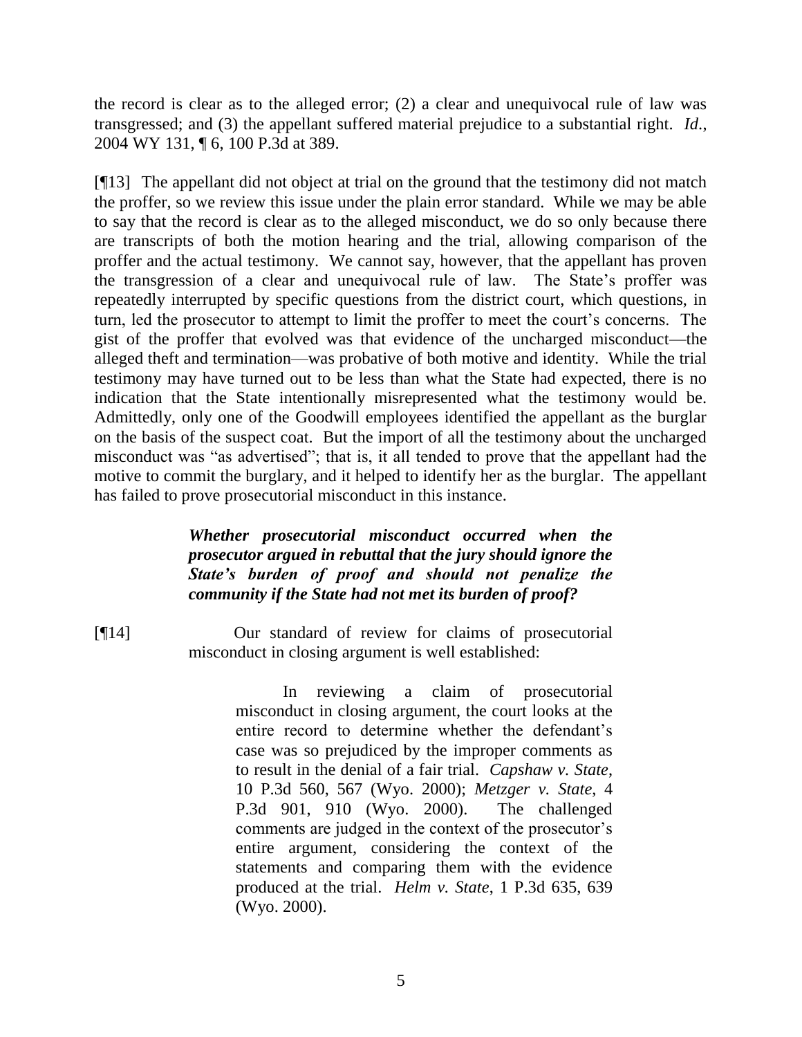the record is clear as to the alleged error; (2) a clear and unequivocal rule of law was transgressed; and (3) the appellant suffered material prejudice to a substantial right. *Id.*, 2004 WY 131, ¶ 6, 100 P.3d at 389.

[¶13] The appellant did not object at trial on the ground that the testimony did not match the proffer, so we review this issue under the plain error standard. While we may be able to say that the record is clear as to the alleged misconduct, we do so only because there are transcripts of both the motion hearing and the trial, allowing comparison of the proffer and the actual testimony. We cannot say, however, that the appellant has proven the transgression of a clear and unequivocal rule of law. The State's proffer was repeatedly interrupted by specific questions from the district court, which questions, in turn, led the prosecutor to attempt to limit the proffer to meet the court's concerns. The gist of the proffer that evolved was that evidence of the uncharged misconduct—the alleged theft and termination—was probative of both motive and identity. While the trial testimony may have turned out to be less than what the State had expected, there is no indication that the State intentionally misrepresented what the testimony would be. Admittedly, only one of the Goodwill employees identified the appellant as the burglar on the basis of the suspect coat. But the import of all the testimony about the uncharged misconduct was "as advertised"; that is, it all tended to prove that the appellant had the motive to commit the burglary, and it helped to identify her as the burglar. The appellant has failed to prove prosecutorial misconduct in this instance.

***Whether prosecutorial misconduct occurred when the prosecutor argued in rebuttal that the jury should ignore the State's burden of proof and should not penalize the community if the State had not met its burden of proof?***

[¶14] Our standard of review for claims of prosecutorial misconduct in closing argument is well established:

> In reviewing a claim of prosecutorial misconduct in closing argument, the court looks at the entire record to determine whether the defendant's case was so prejudiced by the improper comments as to result in the denial of a fair trial. *Capshaw v. State*, 10 P.3d 560, 567 (Wyo. 2000); *Metzger v. State*, 4 P.3d 901, 910 (Wyo. 2000). The challenged comments are judged in the context of the prosecutor's entire argument, considering the context of the statements and comparing them with the evidence produced at the trial. *Helm v. State*, 1 P.3d 635, 639 (Wyo. 2000).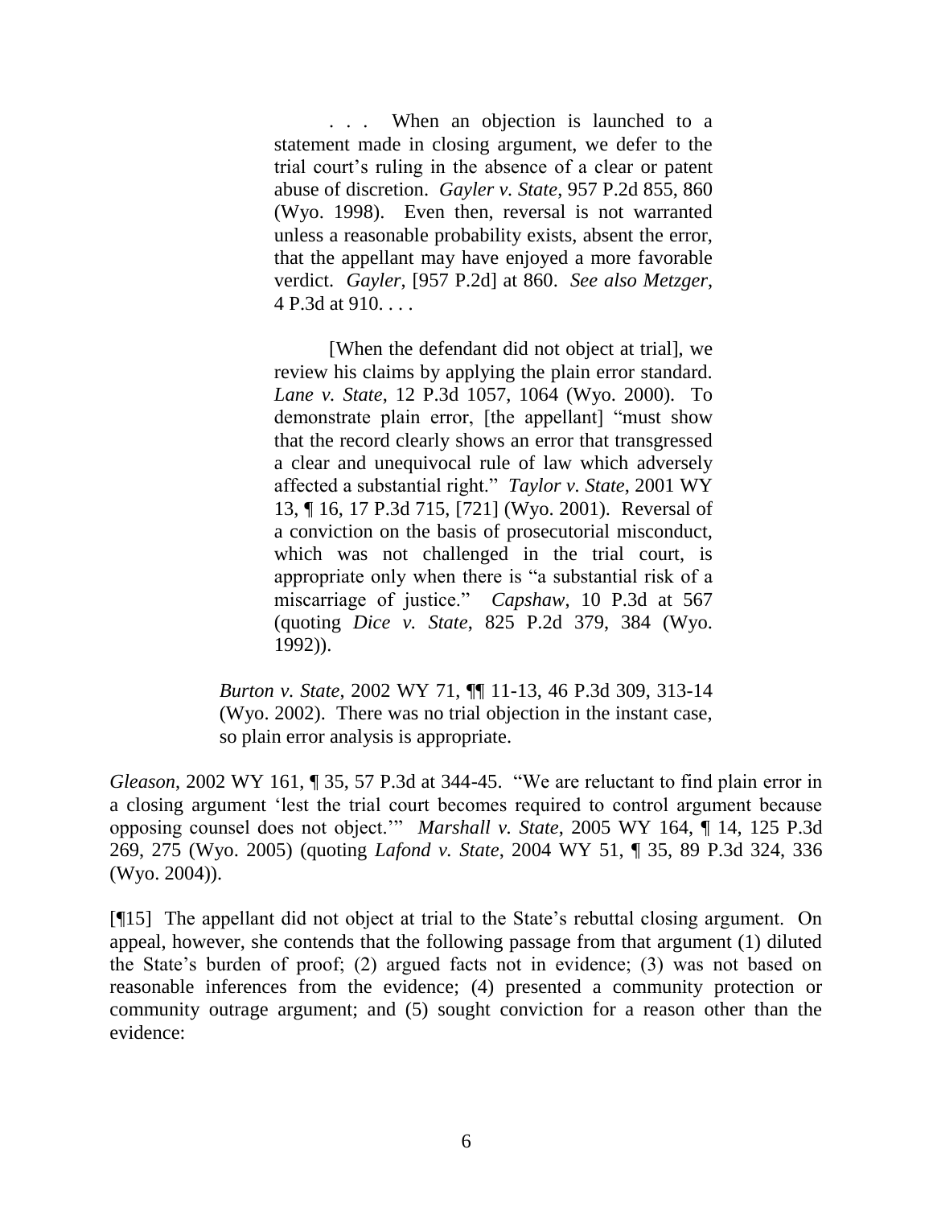> > . . . When an objection is launched to a statement made in closing argument, we defer to the trial court's ruling in the absence of a clear or patent abuse of discretion. *Gayler v. State*, 957 P.2d 855, 860 (Wyo. 1998). Even then, reversal is not warranted unless a reasonable probability exists, absent the error, that the appellant may have enjoyed a more favorable verdict. *Gayler*, [957 P.2d] at 860. *See also Metzger*, 4 P.3d at 910. . . .
> >
> > [When the defendant did not object at trial], we review his claims by applying the plain error standard. *Lane v. State*, 12 P.3d 1057, 1064 (Wyo. 2000). To demonstrate plain error, [the appellant] "must show that the record clearly shows an error that transgressed a clear and unequivocal rule of law which adversely affected a substantial right." *Taylor v. State*, 2001 WY 13, ¶ 16, 17 P.3d 715, [721] (Wyo. 2001). Reversal of a conviction on the basis of prosecutorial misconduct, which was not challenged in the trial court, is appropriate only when there is "a substantial risk of a miscarriage of justice." *Capshaw*, 10 P.3d at 567 (quoting *Dice v. State*, 825 P.2d 379, 384 (Wyo. 1992)).
>
> *Burton v. State*, 2002 WY 71, ¶¶ 11-13, 46 P.3d 309, 313-14 (Wyo. 2002). There was no trial objection in the instant case, so plain error analysis is appropriate.

*Gleason*, 2002 WY 161, ¶ 35, 57 P.3d at 344-45. "We are reluctant to find plain error in a closing argument 'lest the trial court becomes required to control argument because opposing counsel does not object.'" *Marshall v. State*, 2005 WY 164, ¶ 14, 125 P.3d 269, 275 (Wyo. 2005) (quoting *Lafond v. State*, 2004 WY 51, ¶ 35, 89 P.3d 324, 336 (Wyo. 2004)).

[¶15] The appellant did not object at trial to the State's rebuttal closing argument. On appeal, however, she contends that the following passage from that argument (1) diluted the State's burden of proof; (2) argued facts not in evidence; (3) was not based on reasonable inferences from the evidence; (4) presented a community protection or community outrage argument; and (5) sought conviction for a reason other than the evidence: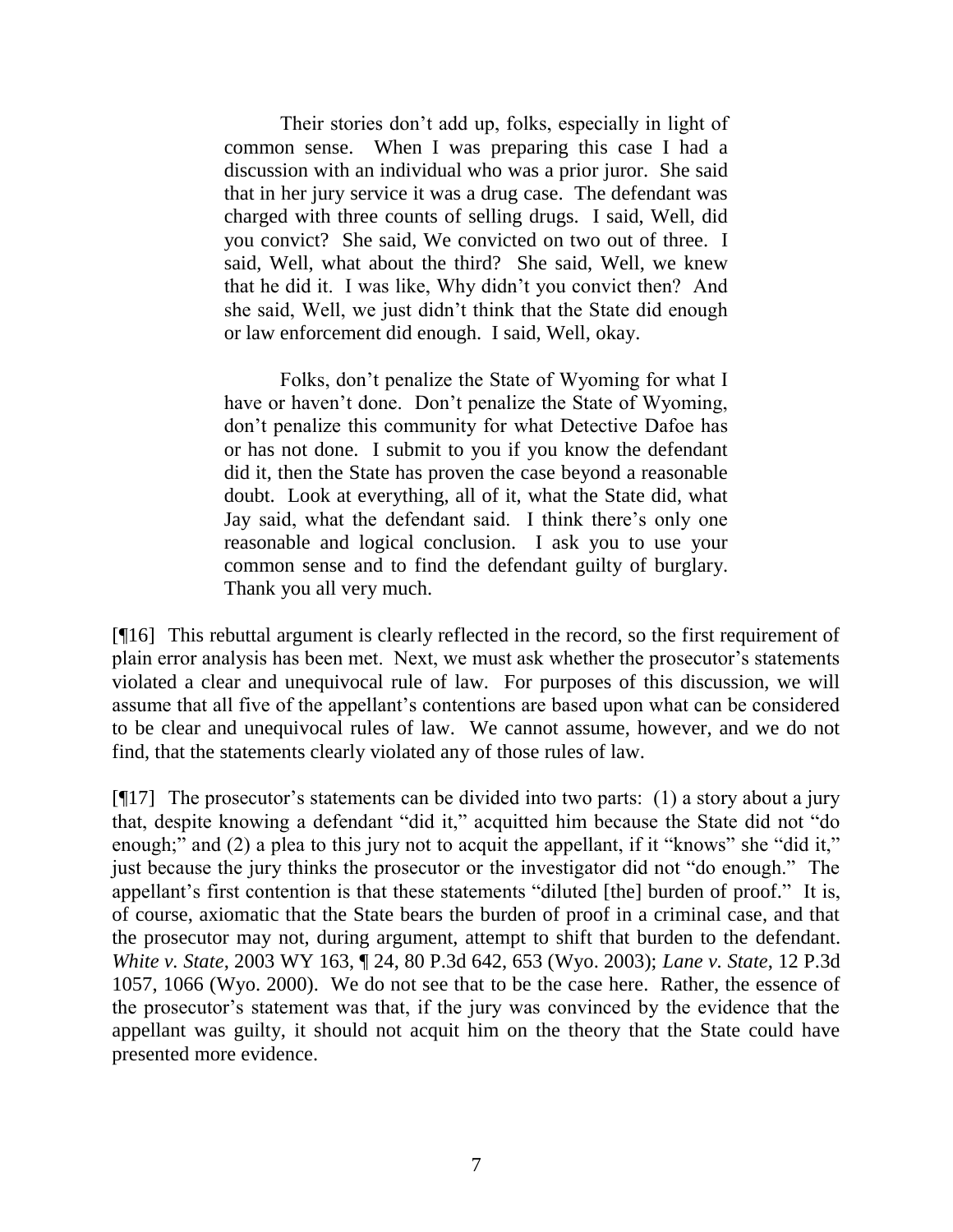> Their stories don't add up, folks, especially in light of common sense. When I was preparing this case I had a discussion with an individual who was a prior juror. She said that in her jury service it was a drug case. The defendant was charged with three counts of selling drugs. I said, Well, did you convict? She said, We convicted on two out of three. I said, Well, what about the third? She said, Well, we knew that he did it. I was like, Why didn't you convict then? And she said, Well, we just didn't think that the State did enough or law enforcement did enough. I said, Well, okay.
>
> Folks, don't penalize the State of Wyoming for what I have or haven't done. Don't penalize the State of Wyoming, don't penalize this community for what Detective Dafoe has or has not done. I submit to you if you know the defendant did it, then the State has proven the case beyond a reasonable doubt. Look at everything, all of it, what the State did, what Jay said, what the defendant said. I think there's only one reasonable and logical conclusion. I ask you to use your common sense and to find the defendant guilty of burglary. Thank you all very much.

[¶16] This rebuttal argument is clearly reflected in the record, so the first requirement of plain error analysis has been met. Next, we must ask whether the prosecutor's statements violated a clear and unequivocal rule of law. For purposes of this discussion, we will assume that all five of the appellant's contentions are based upon what can be considered to be clear and unequivocal rules of law. We cannot assume, however, and we do not find, that the statements clearly violated any of those rules of law.

[¶17] The prosecutor's statements can be divided into two parts: (1) a story about a jury that, despite knowing a defendant "did it," acquitted him because the State did not "do enough;" and (2) a plea to this jury not to acquit the appellant, if it "knows" she "did it," just because the jury thinks the prosecutor or the investigator did not "do enough." The appellant's first contention is that these statements "diluted [the] burden of proof." It is, of course, axiomatic that the State bears the burden of proof in a criminal case, and that the prosecutor may not, during argument, attempt to shift that burden to the defendant. *White v. State*, 2003 WY 163, ¶ 24, 80 P.3d 642, 653 (Wyo. 2003); *Lane v. State*, 12 P.3d 1057, 1066 (Wyo. 2000). We do not see that to be the case here. Rather, the essence of the prosecutor's statement was that, if the jury was convinced by the evidence that the appellant was guilty, it should not acquit him on the theory that the State could have presented more evidence.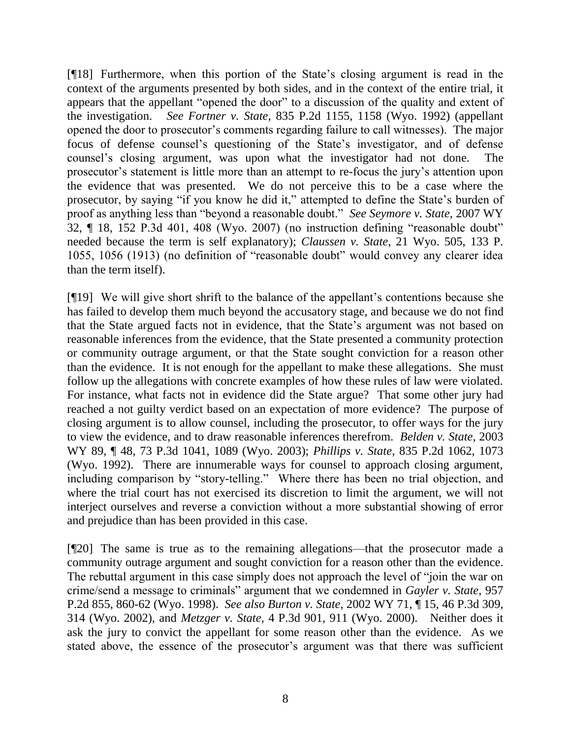[¶18] Furthermore, when this portion of the State's closing argument is read in the context of the arguments presented by both sides, and in the context of the entire trial, it appears that the appellant "opened the door" to a discussion of the quality and extent of the investigation. *See Fortner v. State*, 835 P.2d 1155, 1158 (Wyo. 1992) (appellant opened the door to prosecutor's comments regarding failure to call witnesses). The major focus of defense counsel's questioning of the State's investigator, and of defense counsel's closing argument, was upon what the investigator had not done. The prosecutor's statement is little more than an attempt to re-focus the jury's attention upon the evidence that was presented. We do not perceive this to be a case where the prosecutor, by saying "if you know he did it," attempted to define the State's burden of proof as anything less than "beyond a reasonable doubt." *See Seymore v. State*, 2007 WY 32, ¶ 18, 152 P.3d 401, 408 (Wyo. 2007) (no instruction defining "reasonable doubt" needed because the term is self explanatory); *Claussen v. State*, 21 Wyo. 505, 133 P. 1055, 1056 (1913) (no definition of "reasonable doubt" would convey any clearer idea than the term itself).

[¶19] We will give short shrift to the balance of the appellant's contentions because she has failed to develop them much beyond the accusatory stage, and because we do not find that the State argued facts not in evidence, that the State's argument was not based on reasonable inferences from the evidence, that the State presented a community protection or community outrage argument, or that the State sought conviction for a reason other than the evidence. It is not enough for the appellant to make these allegations. She must follow up the allegations with concrete examples of how these rules of law were violated. For instance, what facts not in evidence did the State argue? That some other jury had reached a not guilty verdict based on an expectation of more evidence? The purpose of closing argument is to allow counsel, including the prosecutor, to offer ways for the jury to view the evidence, and to draw reasonable inferences therefrom. *Belden v. State*, 2003 WY 89, ¶ 48, 73 P.3d 1041, 1089 (Wyo. 2003); *Phillips v. State*, 835 P.2d 1062, 1073 (Wyo. 1992). There are innumerable ways for counsel to approach closing argument, including comparison by "story-telling." Where there has been no trial objection, and where the trial court has not exercised its discretion to limit the argument, we will not interject ourselves and reverse a conviction without a more substantial showing of error and prejudice than has been provided in this case.

[¶20] The same is true as to the remaining allegations—that the prosecutor made a community outrage argument and sought conviction for a reason other than the evidence. The rebuttal argument in this case simply does not approach the level of "join the war on crime/send a message to criminals" argument that we condemned in *Gayler v. State*, 957 P.2d 855, 860-62 (Wyo. 1998). *See also Burton v. State*, 2002 WY 71, ¶ 15, 46 P.3d 309, 314 (Wyo. 2002), and *Metzger v. State*, 4 P.3d 901, 911 (Wyo. 2000). Neither does it ask the jury to convict the appellant for some reason other than the evidence. As we stated above, the essence of the prosecutor's argument was that there was sufficient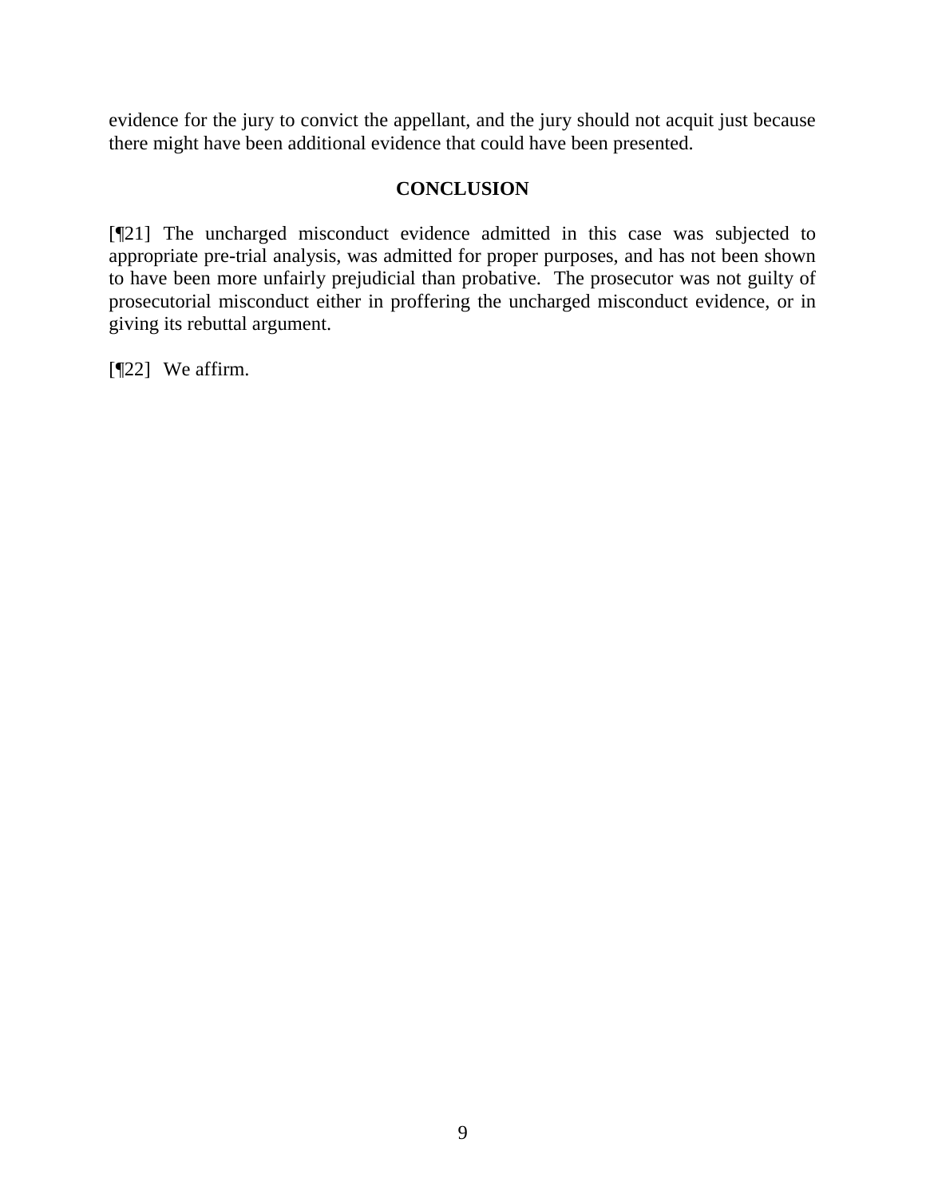evidence for the jury to convict the appellant, and the jury should not acquit just because there might have been additional evidence that could have been presented.

## CONCLUSION

[¶21] The uncharged misconduct evidence admitted in this case was subjected to appropriate pre-trial analysis, was admitted for proper purposes, and has not been shown to have been more unfairly prejudicial than probative. The prosecutor was not guilty of prosecutorial misconduct either in proffering the uncharged misconduct evidence, or in giving its rebuttal argument.

[¶22] We affirm.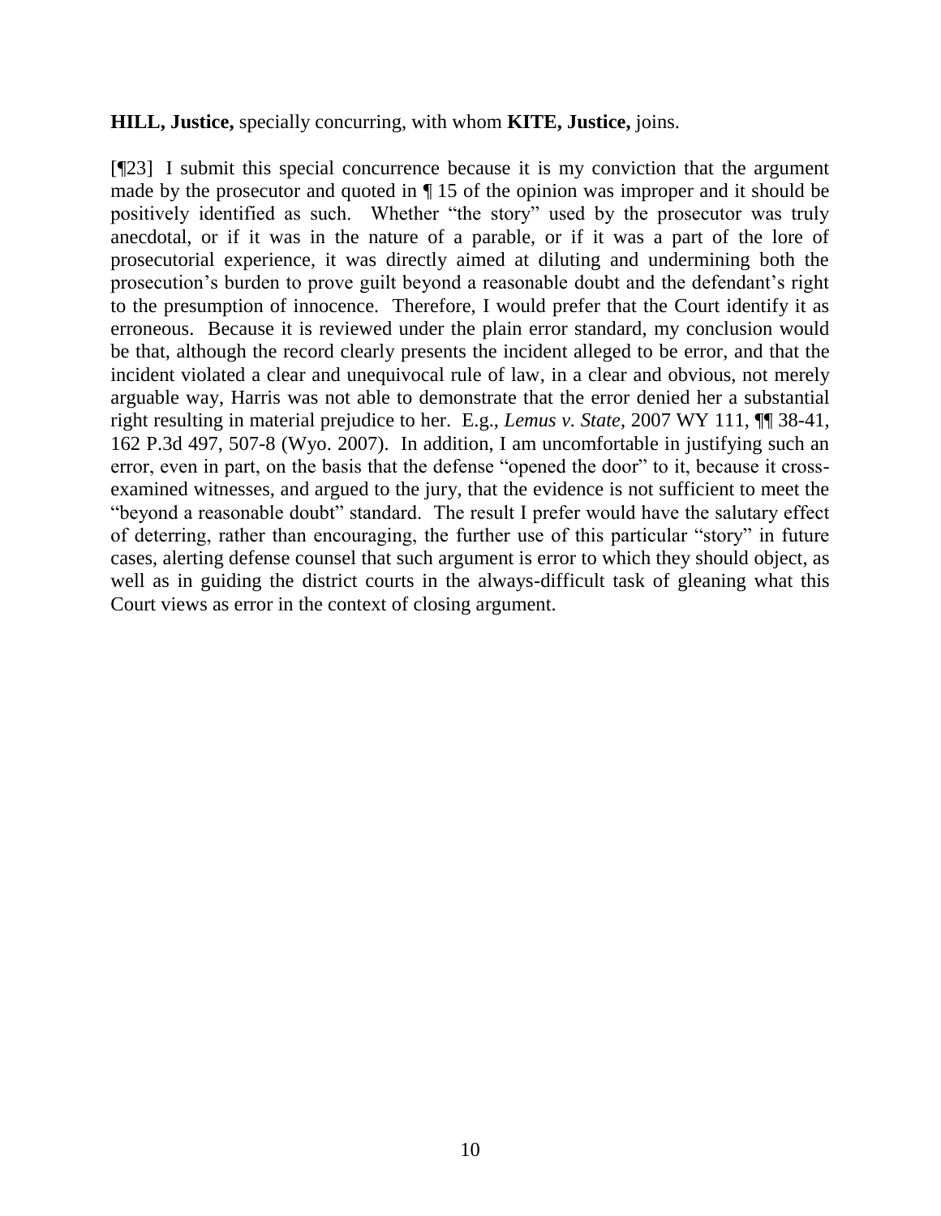**HILL, Justice,** specially concurring, with whom **KITE, Justice,** joins.

[¶23] I submit this special concurrence because it is my conviction that the argument made by the prosecutor and quoted in ¶ 15 of the opinion was improper and it should be positively identified as such. Whether "the story" used by the prosecutor was truly anecdotal, or if it was in the nature of a parable, or if it was a part of the lore of prosecutorial experience, it was directly aimed at diluting and undermining both the prosecution's burden to prove guilt beyond a reasonable doubt and the defendant's right to the presumption of innocence. Therefore, I would prefer that the Court identify it as erroneous. Because it is reviewed under the plain error standard, my conclusion would be that, although the record clearly presents the incident alleged to be error, and that the incident violated a clear and unequivocal rule of law, in a clear and obvious, not merely arguable way, Harris was not able to demonstrate that the error denied her a substantial right resulting in material prejudice to her. E.g., *Lemus v. State*, 2007 WY 111, ¶¶ 38-41, 162 P.3d 497, 507-8 (Wyo. 2007). In addition, I am uncomfortable in justifying such an error, even in part, on the basis that the defense "opened the door" to it, because it cross-examined witnesses, and argued to the jury, that the evidence is not sufficient to meet the "beyond a reasonable doubt" standard. The result I prefer would have the salutary effect of deterring, rather than encouraging, the further use of this particular "story" in future cases, alerting defense counsel that such argument is error to which they should object, as well as in guiding the district courts in the always-difficult task of gleaning what this Court views as error in the context of closing argument.